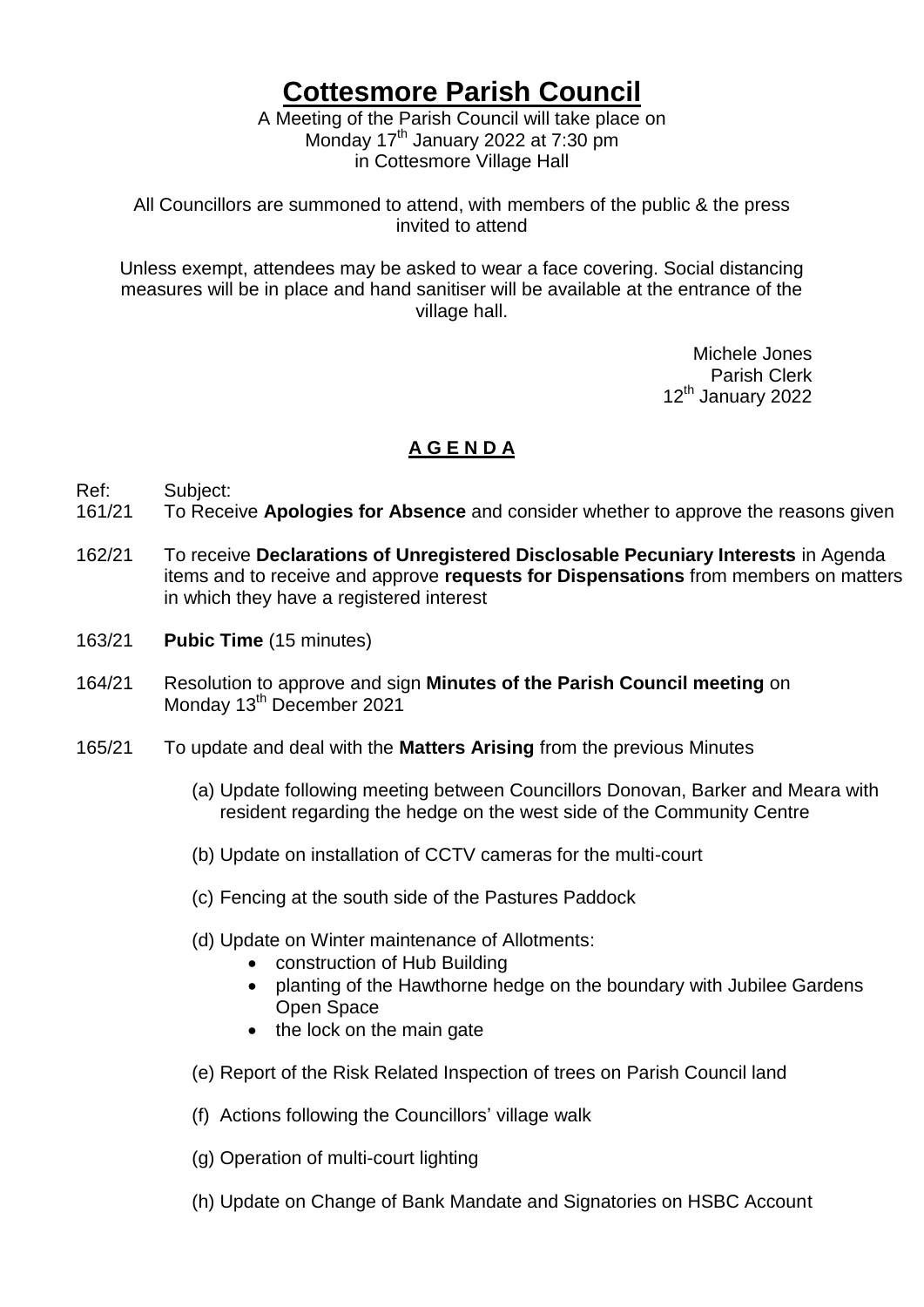# Cottesmore Parish Council

A Meeting of the Parish Council will take place on Monday 17th January 2022 at 7:30 pm in Cottesmore Village Hall

All Councillors are summoned to attend, with members of the public & the press invited to attend

Unless exempt, attendees may be asked to wear a face covering. Social distancing measures will be in place and hand sanitiser will be available at the entrance of the village hall.

Michele Jones
Parish Clerk
12th January 2022

## A G E N D A

Ref: Subject:

161/21 To Receive **Apologies for Absence** and consider whether to approve the reasons given

162/21 To receive **Declarations of Unregistered Disclosable Pecuniary Interests** in Agenda items and to receive and approve **requests for Dispensations** from members on matters in which they have a registered interest

163/21 **Pubic Time** (15 minutes)

164/21 Resolution to approve and sign **Minutes of the Parish Council meeting** on Monday 13th December 2021

165/21 To update and deal with the **Matters Arising** from the previous Minutes

(a) Update following meeting between Councillors Donovan, Barker and Meara with resident regarding the hedge on the west side of the Community Centre

(b) Update on installation of CCTV cameras for the multi-court

(c) Fencing at the south side of the Pastures Paddock

(d) Update on Winter maintenance of Allotments:
- construction of Hub Building
- planting of the Hawthorne hedge on the boundary with Jubilee Gardens Open Space
- the lock on the main gate

(e) Report of the Risk Related Inspection of trees on Parish Council land

(f) Actions following the Councillors' village walk

(g) Operation of multi-court lighting

(h) Update on Change of Bank Mandate and Signatories on HSBC Account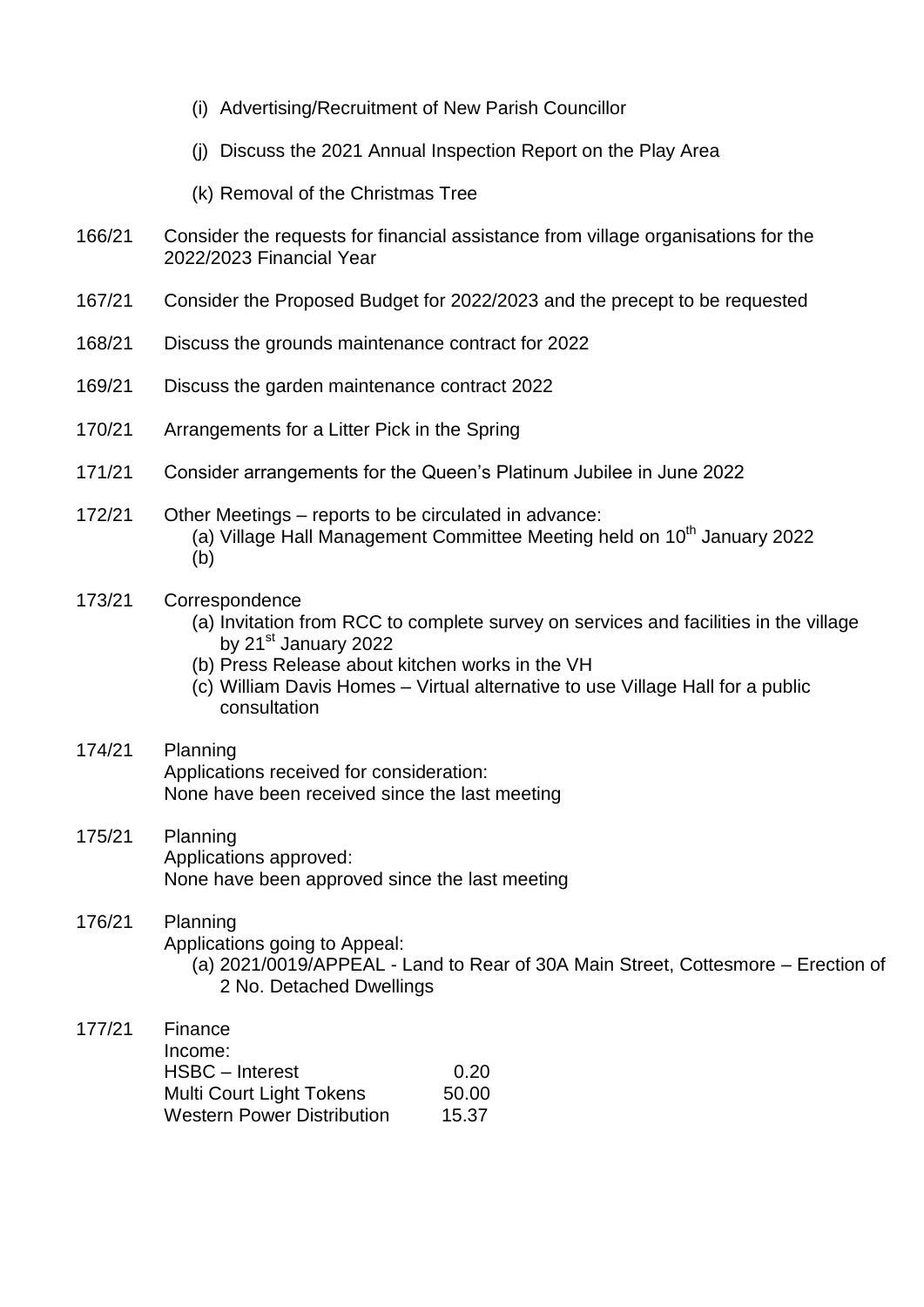(i) Advertising/Recruitment of New Parish Councillor

(j) Discuss the 2021 Annual Inspection Report on the Play Area

(k) Removal of the Christmas Tree

166/21 Consider the requests for financial assistance from village organisations for the 2022/2023 Financial Year

167/21 Consider the Proposed Budget for 2022/2023 and the precept to be requested

168/21 Discuss the grounds maintenance contract for 2022

169/21 Discuss the garden maintenance contract 2022

170/21 Arrangements for a Litter Pick in the Spring

171/21 Consider arrangements for the Queen's Platinum Jubilee in June 2022

172/21 Other Meetings – reports to be circulated in advance:
(a) Village Hall Management Committee Meeting held on 10th January 2022
(b)

173/21 Correspondence
(a) Invitation from RCC to complete survey on services and facilities in the village by 21st January 2022
(b) Press Release about kitchen works in the VH
(c) William Davis Homes – Virtual alternative to use Village Hall for a public consultation

174/21 Planning
Applications received for consideration:
None have been received since the last meeting

175/21 Planning
Applications approved:
None have been approved since the last meeting

176/21 Planning
Applications going to Appeal:
(a) 2021/0019/APPEAL - Land to Rear of 30A Main Street, Cottesmore – Erection of 2 No. Detached Dwellings

177/21 Finance
Income:

| | |
|---|---|
| HSBC – Interest | 0.20 |
| Multi Court Light Tokens | 50.00 |
| Western Power Distribution | 15.37 |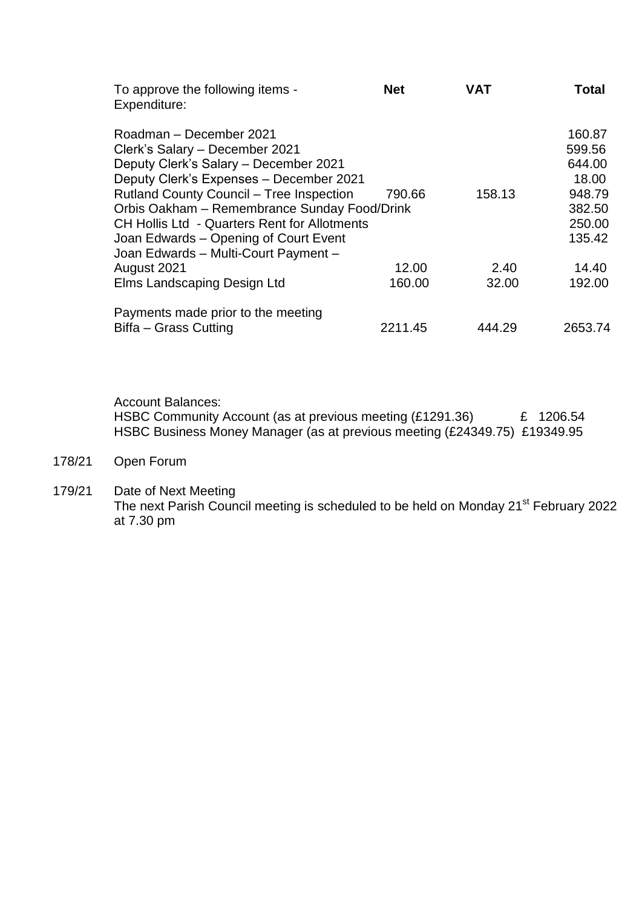| To approve the following items - Expenditure: | Net | VAT | Total |
|---|---|---|---|
| Roadman – December 2021 | | | 160.87 |
| Clerk's Salary – December 2021 | | | 599.56 |
| Deputy Clerk's Salary – December 2021 | | | 644.00 |
| Deputy Clerk's Expenses – December 2021 | | | 18.00 |
| Rutland County Council – Tree Inspection | 790.66 | 158.13 | 948.79 |
| Orbis Oakham – Remembrance Sunday Food/Drink | | | 382.50 |
| CH Hollis Ltd - Quarters Rent for Allotments | | | 250.00 |
| Joan Edwards – Opening of Court Event | | | 135.42 |
| Joan Edwards – Multi-Court Payment – August 2021 | 12.00 | 2.40 | 14.40 |
| Elms Landscaping Design Ltd | 160.00 | 32.00 | 192.00 |
| Payments made prior to the meeting | | | |
| Biffa – Grass Cutting | 2211.45 | 444.29 | 2653.74 |

Account Balances:
HSBC Community Account (as at previous meeting (£1291.36) £ 1206.54
HSBC Business Money Manager (as at previous meeting (£24349.75) £19349.95

178/21 Open Forum

179/21 Date of Next Meeting
The next Parish Council meeting is scheduled to be held on Monday 21st February 2022 at 7.30 pm